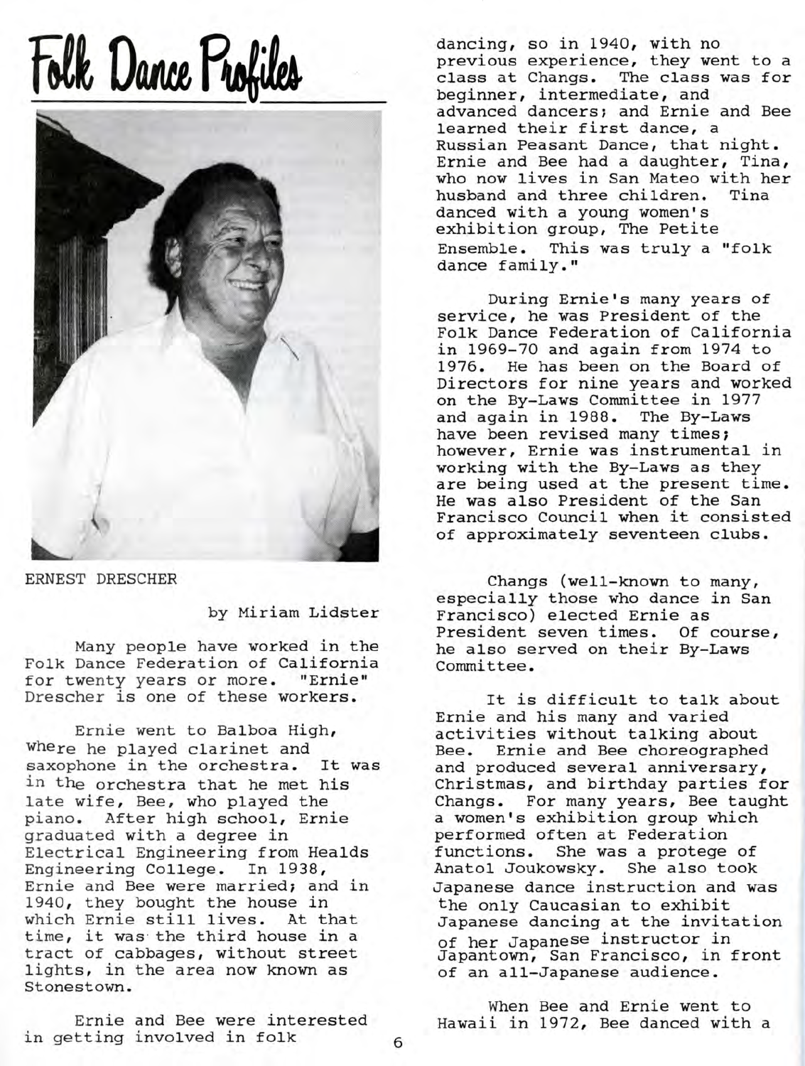# Folk Dance Profiles

ERNEST DRESCHER

by Miriam Lidster

Many people have worked in the Folk Dance Federation of California for twenty years or more. "Ernie" Drescher is one of these workers.

Ernie went to Balboa High, where he played clarinet and saxophone in the orchestra. It was in the orchestra that he met his late wife, Bee, who played the piano. After high school, Ernie graduated with a degree in Electrical Engineering from Healds Engineering College. In 1938, Ernie and Bee were married; and in 1940, they bought the house in which Ernie still lives. At that time, it was the third house in a tract of cabbages, without street lights, in the area now known as Stonestown.

Ernie and Bee were interested in getting involved in folk dancing, so in 1940, with no previous experience, they went to a class at Changs. The class was for beginner, intermediate, and advanced dancers; and Ernie and Bee learned their first dance, a Russian Peasant Dance, that night. Ernie and Bee had a daughter, Tina, who now lives in San Mateo with her husband and three children. Tina danced with a young women's exhibition group, The Petite Ensemble. This was truly a "folk dance family."

During Ernie's many years of service, he was President of the Folk Dance Federation of California in 1969-70 and again from 1974 to 1976. He has been on the Board of Directors for nine years and worked on the By-Laws Committee in 1977 and again in 1988. The By-Laws have been revised many times; however, Ernie was instrumental in working with the By-Laws as they are being used at the present time. He was also President of the San Francisco Council when it consisted of approximately seventeen clubs.

Changs (well-known to many, especially those who dance in San Francisco) elected Ernie as President seven times. Of course, he also served on their By-Laws Committee.

It is difficult to talk about Ernie and his many and varied activities without talking about Bee. Ernie and Bee choreographed and produced several anniversary, Christmas, and birthday parties for Changs. For many years, Bee taught a women's exhibition group which performed often at Federation functions. She was a protege of Anatol Joukowsky. She also took Japanese dance instruction and was the only Caucasian to exhibit Japanese dancing at the invitation of her Japanese instructor in Japantown, San Francisco, in front of an all-Japanese audience.

When Bee and Ernie went to Hawaii in 1972, Bee danced with a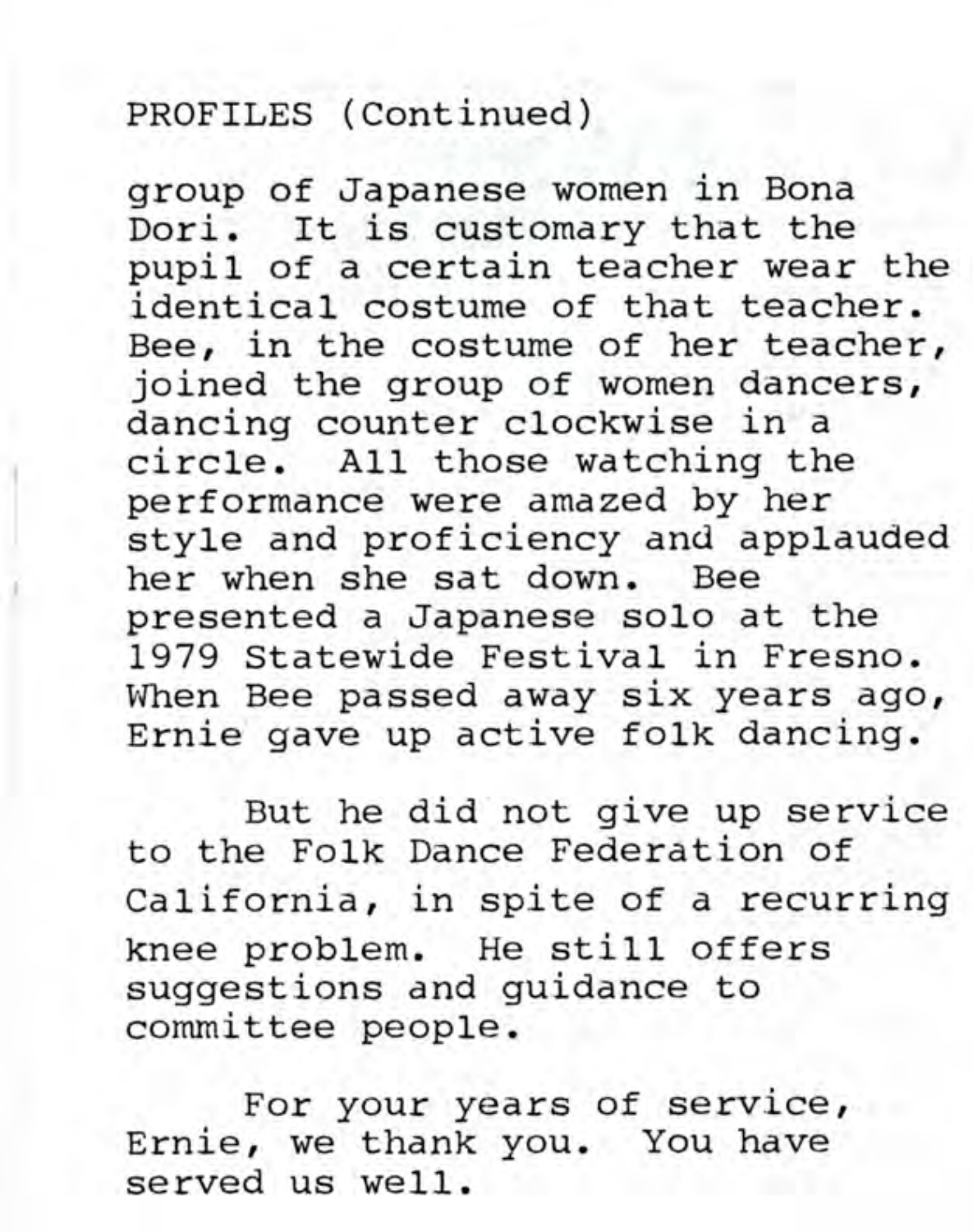PROFILES (Continued)

group of Japanese women in Bona Dori. It is customary that the pupil of a certain teacher wear the identical costume of that teacher. Bee, in the costume of her teacher, joined the group of women dancers, dancing counter clockwise in a circle. All those watching the performance were amazed by her style and proficiency and applauded her when she sat down. Bee presented a Japanese solo at the 1979 Statewide Festival in Fresno. When Bee passed away six years ago, Ernie gave up active folk dancing.

But he did not give up service to the Folk Dance Federation of California, in spite of a recurring knee problem. He still offers suggestions and guidance to committee people.

For your years of service, Ernie, we thank you. You have served us well.